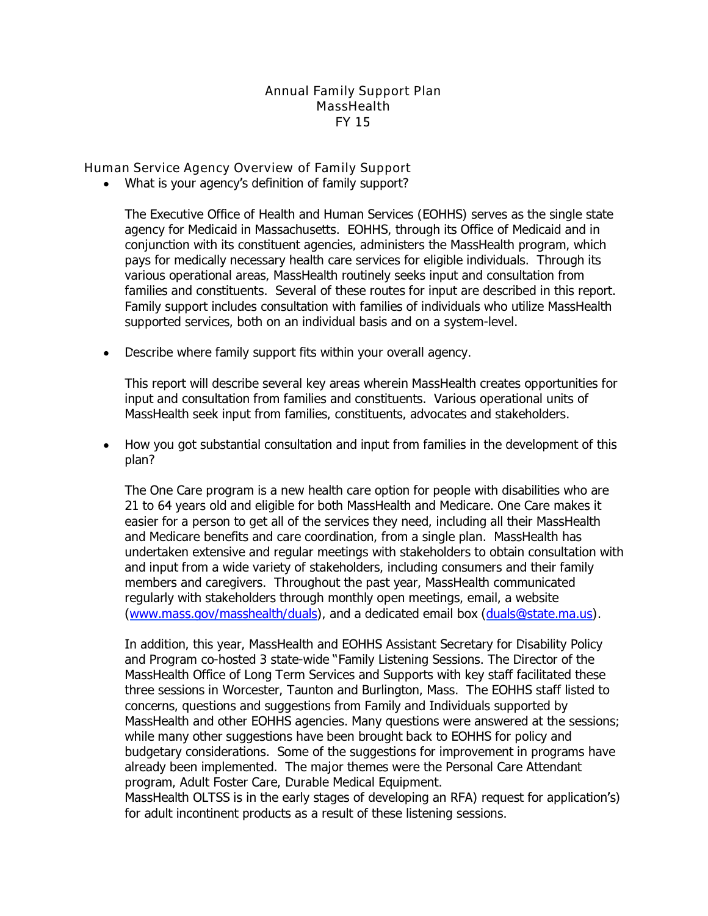# Annual Family Support Plan
# MassHealth
# FY 15

## Human Service Agency Overview of Family Support

- What is your agency's definition of family support?

  The Executive Office of Health and Human Services (EOHHS) serves as the single state agency for Medicaid in Massachusetts. EOHHS, through its Office of Medicaid and in conjunction with its constituent agencies, administers the MassHealth program, which pays for medically necessary health care services for eligible individuals. Through its various operational areas, MassHealth routinely seeks input and consultation from families and constituents. Several of these routes for input are described in this report. Family support includes consultation with families of individuals who utilize MassHealth supported services, both on an individual basis and on a system-level.

- Describe where family support fits within your overall agency.

  This report will describe several key areas wherein MassHealth creates opportunities for input and consultation from families and constituents. Various operational units of MassHealth seek input from families, constituents, advocates and stakeholders.

- How you got substantial consultation and input from families in the development of this plan?

  The One Care program is a new health care option for people with disabilities who are 21 to 64 years old and eligible for both MassHealth and Medicare. One Care makes it easier for a person to get all of the services they need, including all their MassHealth and Medicare benefits and care coordination, from a single plan. MassHealth has undertaken extensive and regular meetings with stakeholders to obtain consultation with and input from a wide variety of stakeholders, including consumers and their family members and caregivers. Throughout the past year, MassHealth communicated regularly with stakeholders through monthly open meetings, email, a website ([www.mass.gov/masshealth/duals](www.mass.gov/masshealth/duals)), and a dedicated email box ([duals@state.ma.us](mailto:duals@state.ma.us)).

  In addition, this year, MassHealth and EOHHS Assistant Secretary for Disability Policy and Program co-hosted 3 state-wide "Family Listening Sessions. The Director of the MassHealth Office of Long Term Services and Supports with key staff facilitated these three sessions in Worcester, Taunton and Burlington, Mass. The EOHHS staff listed to concerns, questions and suggestions from Family and Individuals supported by MassHealth and other EOHHS agencies. Many questions were answered at the sessions; while many other suggestions have been brought back to EOHHS for policy and budgetary considerations. Some of the suggestions for improvement in programs have already been implemented. The major themes were the Personal Care Attendant program, Adult Foster Care, Durable Medical Equipment.
  MassHealth OLTSS is in the early stages of developing an RFA) request for application's) for adult incontinent products as a result of these listening sessions.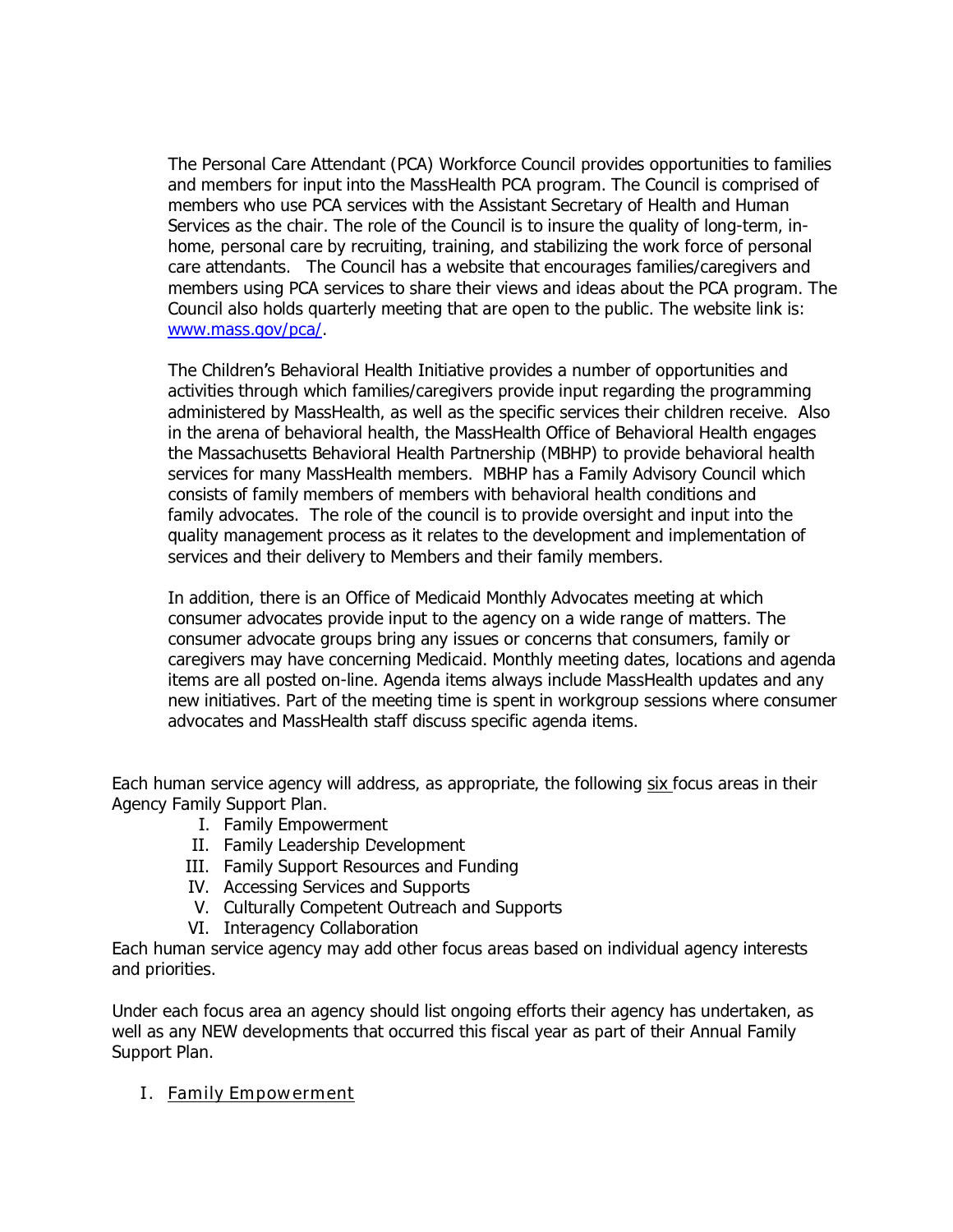The Personal Care Attendant (PCA) Workforce Council provides opportunities to families and members for input into the MassHealth PCA program. The Council is comprised of members who use PCA services with the Assistant Secretary of Health and Human Services as the chair. The role of the Council is to insure the quality of long-term, in-home, personal care by recruiting, training, and stabilizing the work force of personal care attendants. The Council has a website that encourages families/caregivers and members using PCA services to share their views and ideas about the PCA program. The Council also holds quarterly meeting that are open to the public. The website link is: [www.mass.gov/pca/](www.mass.gov/pca/).

The Children's Behavioral Health Initiative provides a number of opportunities and activities through which families/caregivers provide input regarding the programming administered by MassHealth, as well as the specific services their children receive. Also in the arena of behavioral health, the MassHealth Office of Behavioral Health engages the Massachusetts Behavioral Health Partnership (MBHP) to provide behavioral health services for many MassHealth members. MBHP has a Family Advisory Council which consists of family members of members with behavioral health conditions and family advocates. The role of the council is to provide oversight and input into the quality management process as it relates to the development and implementation of services and their delivery to Members and their family members.

In addition, there is an Office of Medicaid Monthly Advocates meeting at which consumer advocates provide input to the agency on a wide range of matters. The consumer advocate groups bring any issues or concerns that consumers, family or caregivers may have concerning Medicaid. Monthly meeting dates, locations and agenda items are all posted on-line. Agenda items always include MassHealth updates and any new initiatives. Part of the meeting time is spent in workgroup sessions where consumer advocates and MassHealth staff discuss specific agenda items.

Each human service agency will address, as appropriate, the following six focus areas in their Agency Family Support Plan.

I. Family Empowerment
II. Family Leadership Development
III. Family Support Resources and Funding
IV. Accessing Services and Supports
V. Culturally Competent Outreach and Supports
VI. Interagency Collaboration

Each human service agency may add other focus areas based on individual agency interests and priorities.

Under each focus area an agency should list ongoing efforts their agency has undertaken, as well as any NEW developments that occurred this fiscal year as part of their Annual Family Support Plan.

## I. Family Empowerment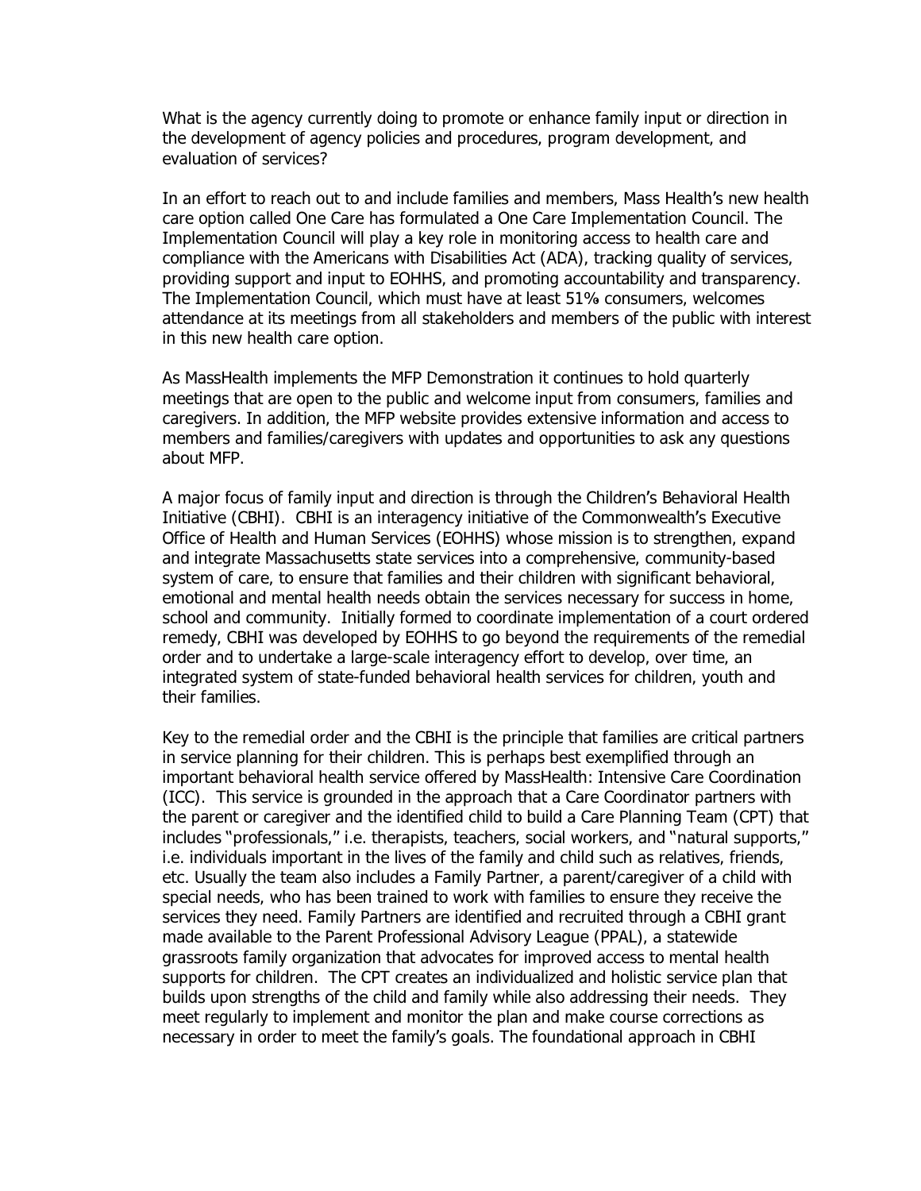What is the agency currently doing to promote or enhance family input or direction in the development of agency policies and procedures, program development, and evaluation of services?

In an effort to reach out to and include families and members, Mass Health's new health care option called One Care has formulated a One Care Implementation Council. The Implementation Council will play a key role in monitoring access to health care and compliance with the Americans with Disabilities Act (ADA), tracking quality of services, providing support and input to EOHHS, and promoting accountability and transparency. The Implementation Council, which must have at least 51% consumers, welcomes attendance at its meetings from all stakeholders and members of the public with interest in this new health care option.

As MassHealth implements the MFP Demonstration it continues to hold quarterly meetings that are open to the public and welcome input from consumers, families and caregivers. In addition, the MFP website provides extensive information and access to members and families/caregivers with updates and opportunities to ask any questions about MFP.

A major focus of family input and direction is through the Children's Behavioral Health Initiative (CBHI). CBHI is an interagency initiative of the Commonwealth's Executive Office of Health and Human Services (EOHHS) whose mission is to strengthen, expand and integrate Massachusetts state services into a comprehensive, community-based system of care, to ensure that families and their children with significant behavioral, emotional and mental health needs obtain the services necessary for success in home, school and community. Initially formed to coordinate implementation of a court ordered remedy, CBHI was developed by EOHHS to go beyond the requirements of the remedial order and to undertake a large-scale interagency effort to develop, over time, an integrated system of state-funded behavioral health services for children, youth and their families.

Key to the remedial order and the CBHI is the principle that families are critical partners in service planning for their children. This is perhaps best exemplified through an important behavioral health service offered by MassHealth: Intensive Care Coordination (ICC). This service is grounded in the approach that a Care Coordinator partners with the parent or caregiver and the identified child to build a Care Planning Team (CPT) that includes "professionals," i.e. therapists, teachers, social workers, and "natural supports," i.e. individuals important in the lives of the family and child such as relatives, friends, etc. Usually the team also includes a Family Partner, a parent/caregiver of a child with special needs, who has been trained to work with families to ensure they receive the services they need. Family Partners are identified and recruited through a CBHI grant made available to the Parent Professional Advisory League (PPAL), a statewide grassroots family organization that advocates for improved access to mental health supports for children. The CPT creates an individualized and holistic service plan that builds upon strengths of the child and family while also addressing their needs. They meet regularly to implement and monitor the plan and make course corrections as necessary in order to meet the family's goals. The foundational approach in CBHI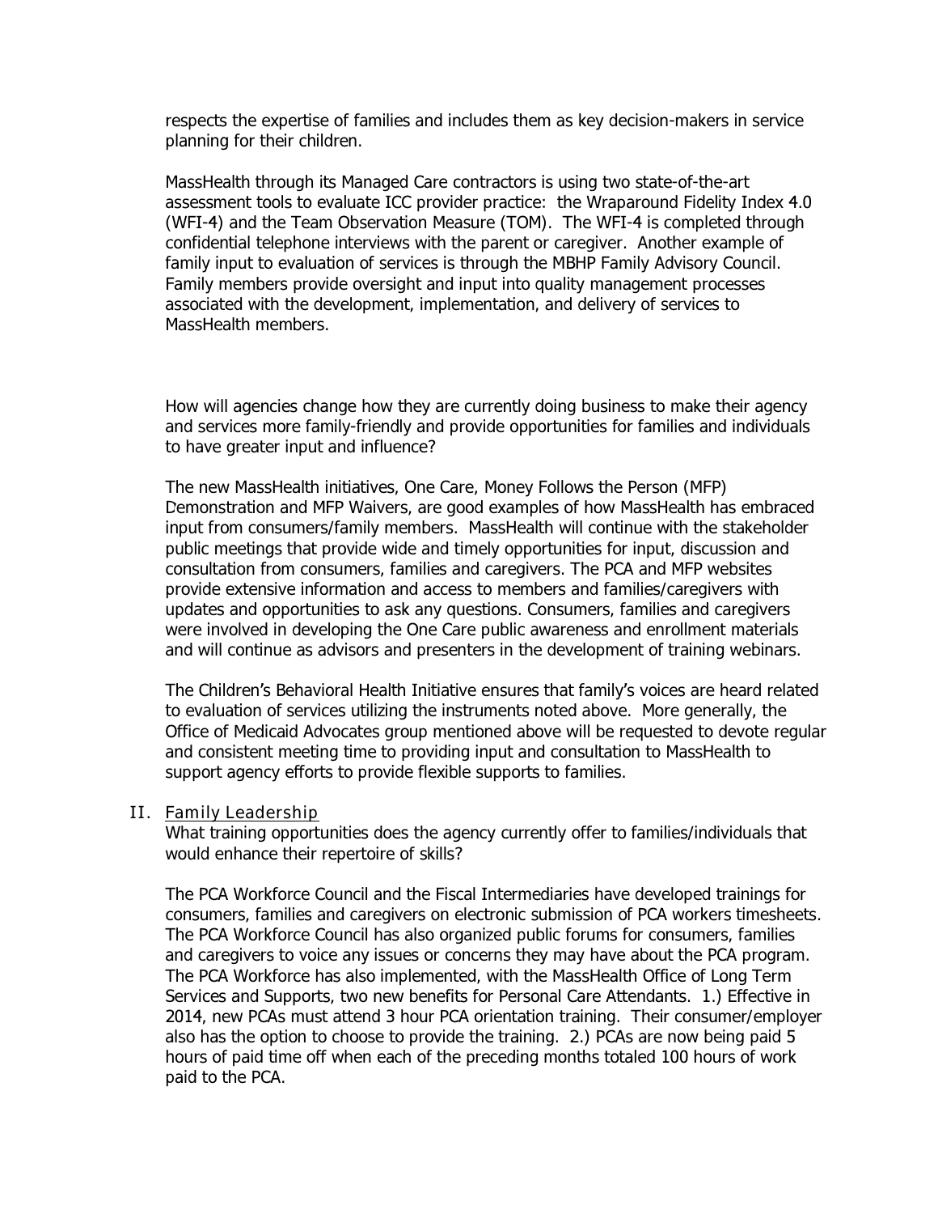respects the expertise of families and includes them as key decision-makers in service planning for their children.

MassHealth through its Managed Care contractors is using two state-of-the-art assessment tools to evaluate ICC provider practice: the Wraparound Fidelity Index 4.0 (WFI-4) and the Team Observation Measure (TOM). The WFI-4 is completed through confidential telephone interviews with the parent or caregiver. Another example of family input to evaluation of services is through the MBHP Family Advisory Council. Family members provide oversight and input into quality management processes associated with the development, implementation, and delivery of services to MassHealth members.

How will agencies change how they are currently doing business to make their agency and services more family-friendly and provide opportunities for families and individuals to have greater input and influence?

The new MassHealth initiatives, One Care, Money Follows the Person (MFP) Demonstration and MFP Waivers, are good examples of how MassHealth has embraced input from consumers/family members. MassHealth will continue with the stakeholder public meetings that provide wide and timely opportunities for input, discussion and consultation from consumers, families and caregivers. The PCA and MFP websites provide extensive information and access to members and families/caregivers with updates and opportunities to ask any questions. Consumers, families and caregivers were involved in developing the One Care public awareness and enrollment materials and will continue as advisors and presenters in the development of training webinars.

The Children's Behavioral Health Initiative ensures that family's voices are heard related to evaluation of services utilizing the instruments noted above. More generally, the Office of Medicaid Advocates group mentioned above will be requested to devote regular and consistent meeting time to providing input and consultation to MassHealth to support agency efforts to provide flexible supports to families.

## II. Family Leadership

What training opportunities does the agency currently offer to families/individuals that would enhance their repertoire of skills?

The PCA Workforce Council and the Fiscal Intermediaries have developed trainings for consumers, families and caregivers on electronic submission of PCA workers timesheets. The PCA Workforce Council has also organized public forums for consumers, families and caregivers to voice any issues or concerns they may have about the PCA program. The PCA Workforce has also implemented, with the MassHealth Office of Long Term Services and Supports, two new benefits for Personal Care Attendants. 1.) Effective in 2014, new PCAs must attend 3 hour PCA orientation training. Their consumer/employer also has the option to choose to provide the training. 2.) PCAs are now being paid 5 hours of paid time off when each of the preceding months totaled 100 hours of work paid to the PCA.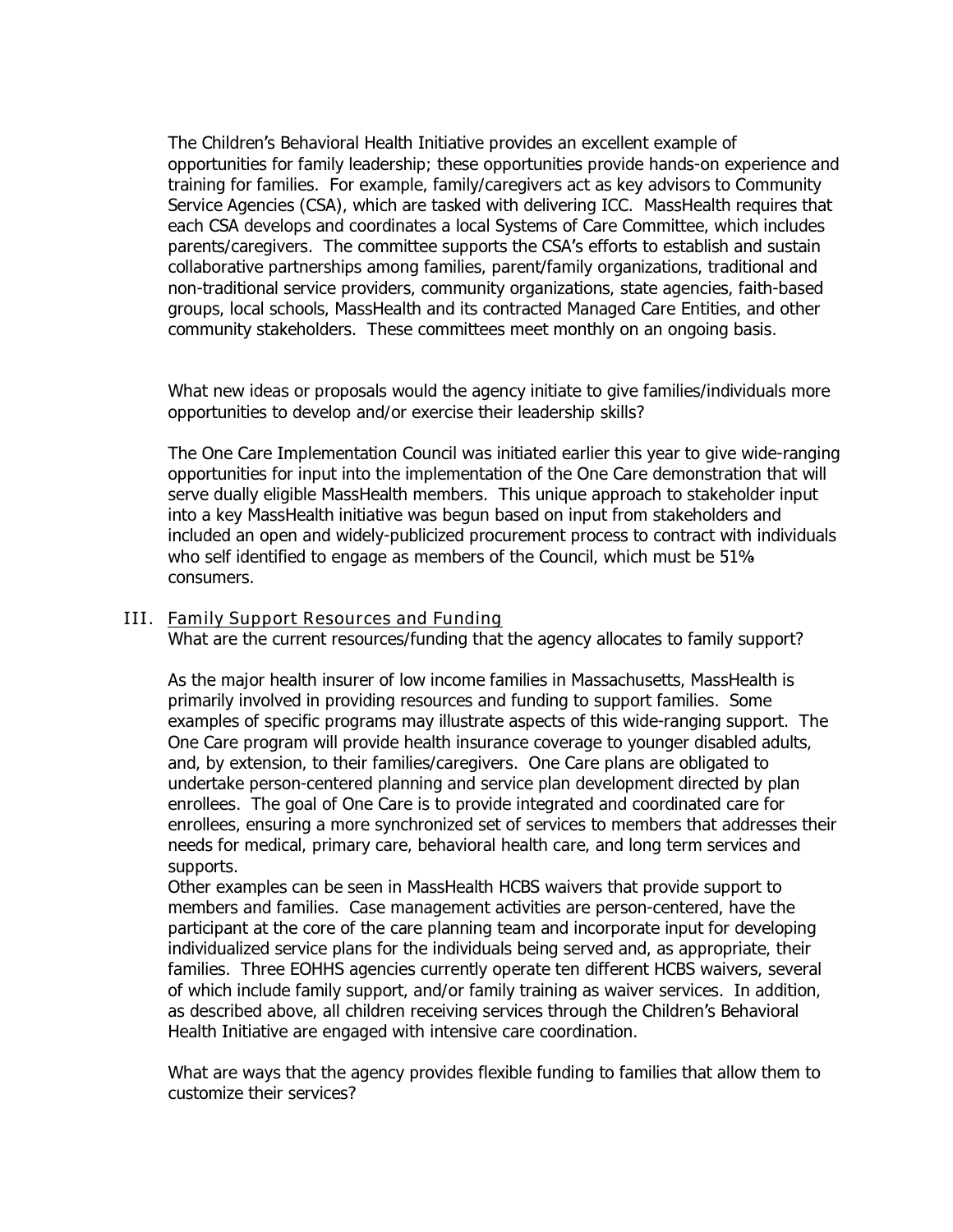The Children's Behavioral Health Initiative provides an excellent example of opportunities for family leadership; these opportunities provide hands-on experience and training for families. For example, family/caregivers act as key advisors to Community Service Agencies (CSA), which are tasked with delivering ICC. MassHealth requires that each CSA develops and coordinates a local Systems of Care Committee, which includes parents/caregivers. The committee supports the CSA's efforts to establish and sustain collaborative partnerships among families, parent/family organizations, traditional and non-traditional service providers, community organizations, state agencies, faith-based groups, local schools, MassHealth and its contracted Managed Care Entities, and other community stakeholders. These committees meet monthly on an ongoing basis.

What new ideas or proposals would the agency initiate to give families/individuals more opportunities to develop and/or exercise their leadership skills?

The One Care Implementation Council was initiated earlier this year to give wide-ranging opportunities for input into the implementation of the One Care demonstration that will serve dually eligible MassHealth members. This unique approach to stakeholder input into a key MassHealth initiative was begun based on input from stakeholders and included an open and widely-publicized procurement process to contract with individuals who self identified to engage as members of the Council, which must be 51% consumers.

## III. Family Support Resources and Funding

What are the current resources/funding that the agency allocates to family support?

As the major health insurer of low income families in Massachusetts, MassHealth is primarily involved in providing resources and funding to support families. Some examples of specific programs may illustrate aspects of this wide-ranging support. The One Care program will provide health insurance coverage to younger disabled adults, and, by extension, to their families/caregivers. One Care plans are obligated to undertake person-centered planning and service plan development directed by plan enrollees. The goal of One Care is to provide integrated and coordinated care for enrollees, ensuring a more synchronized set of services to members that addresses their needs for medical, primary care, behavioral health care, and long term services and supports.

Other examples can be seen in MassHealth HCBS waivers that provide support to members and families. Case management activities are person-centered, have the participant at the core of the care planning team and incorporate input for developing individualized service plans for the individuals being served and, as appropriate, their families. Three EOHHS agencies currently operate ten different HCBS waivers, several of which include family support, and/or family training as waiver services. In addition, as described above, all children receiving services through the Children's Behavioral Health Initiative are engaged with intensive care coordination.

What are ways that the agency provides flexible funding to families that allow them to customize their services?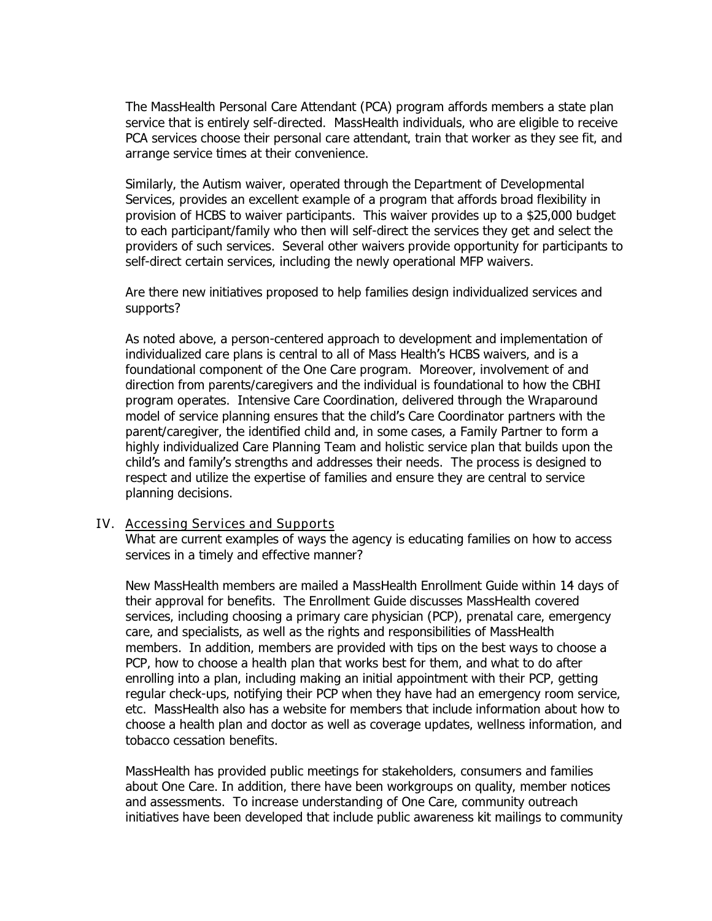The MassHealth Personal Care Attendant (PCA) program affords members a state plan service that is entirely self-directed. MassHealth individuals, who are eligible to receive PCA services choose their personal care attendant, train that worker as they see fit, and arrange service times at their convenience.

Similarly, the Autism waiver, operated through the Department of Developmental Services, provides an excellent example of a program that affords broad flexibility in provision of HCBS to waiver participants. This waiver provides up to a $25,000 budget to each participant/family who then will self-direct the services they get and select the providers of such services. Several other waivers provide opportunity for participants to self-direct certain services, including the newly operational MFP waivers.

Are there new initiatives proposed to help families design individualized services and supports?

As noted above, a person-centered approach to development and implementation of individualized care plans is central to all of Mass Health's HCBS waivers, and is a foundational component of the One Care program. Moreover, involvement of and direction from parents/caregivers and the individual is foundational to how the CBHI program operates. Intensive Care Coordination, delivered through the Wraparound model of service planning ensures that the child's Care Coordinator partners with the parent/caregiver, the identified child and, in some cases, a Family Partner to form a highly individualized Care Planning Team and holistic service plan that builds upon the child's and family's strengths and addresses their needs. The process is designed to respect and utilize the expertise of families and ensure they are central to service planning decisions.

## IV. Accessing Services and Supports

What are current examples of ways the agency is educating families on how to access services in a timely and effective manner?

New MassHealth members are mailed a MassHealth Enrollment Guide within 14 days of their approval for benefits. The Enrollment Guide discusses MassHealth covered services, including choosing a primary care physician (PCP), prenatal care, emergency care, and specialists, as well as the rights and responsibilities of MassHealth members. In addition, members are provided with tips on the best ways to choose a PCP, how to choose a health plan that works best for them, and what to do after enrolling into a plan, including making an initial appointment with their PCP, getting regular check-ups, notifying their PCP when they have had an emergency room service, etc. MassHealth also has a website for members that include information about how to choose a health plan and doctor as well as coverage updates, wellness information, and tobacco cessation benefits.

MassHealth has provided public meetings for stakeholders, consumers and families about One Care. In addition, there have been workgroups on quality, member notices and assessments. To increase understanding of One Care, community outreach initiatives have been developed that include public awareness kit mailings to community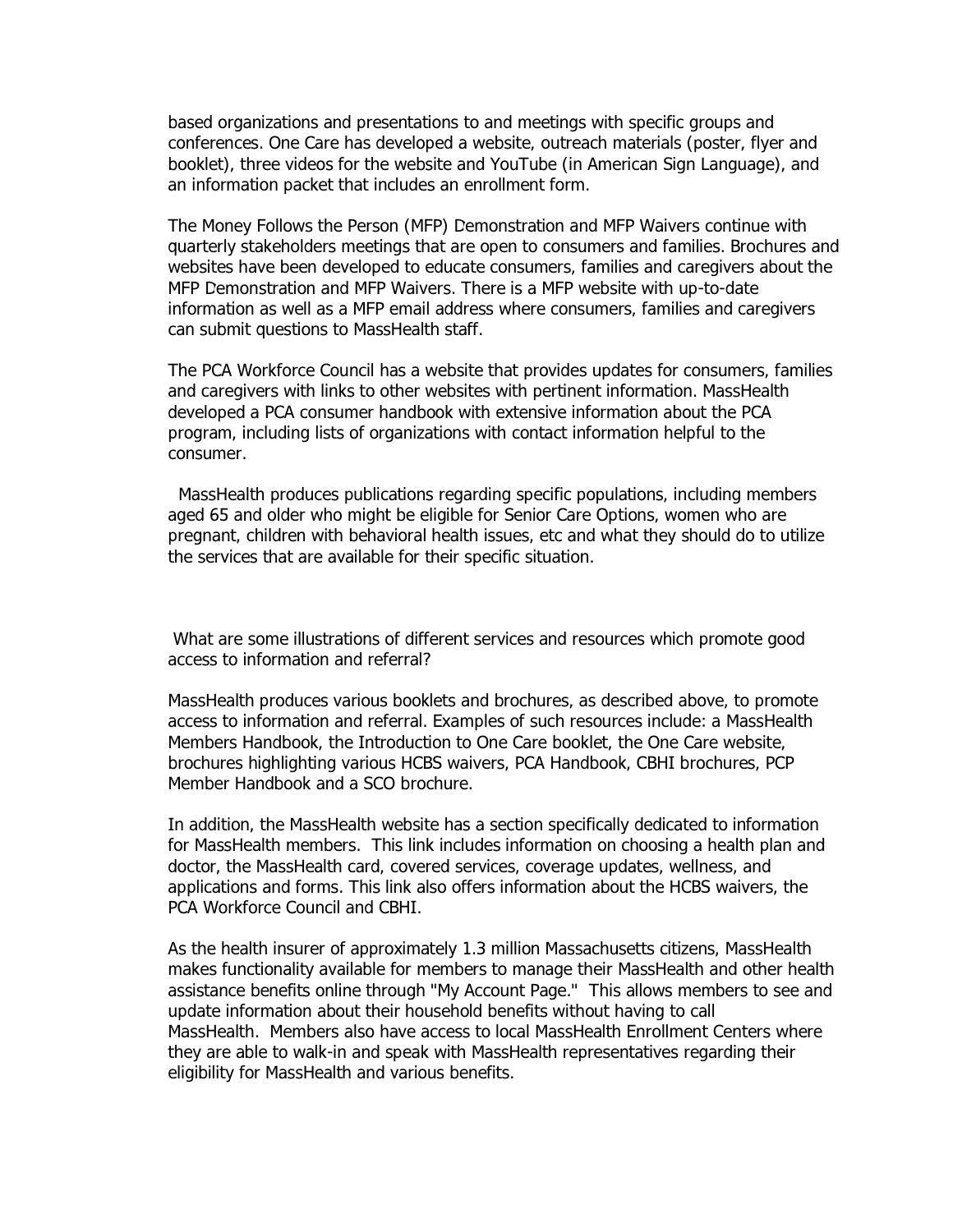based organizations and presentations to and meetings with specific groups and conferences. One Care has developed a website, outreach materials (poster, flyer and booklet), three videos for the website and YouTube (in American Sign Language), and an information packet that includes an enrollment form.

The Money Follows the Person (MFP) Demonstration and MFP Waivers continue with quarterly stakeholders meetings that are open to consumers and families. Brochures and websites have been developed to educate consumers, families and caregivers about the MFP Demonstration and MFP Waivers. There is a MFP website with up-to-date information as well as a MFP email address where consumers, families and caregivers can submit questions to MassHealth staff.

The PCA Workforce Council has a website that provides updates for consumers, families and caregivers with links to other websites with pertinent information. MassHealth developed a PCA consumer handbook with extensive information about the PCA program, including lists of organizations with contact information helpful to the consumer.

MassHealth produces publications regarding specific populations, including members aged 65 and older who might be eligible for Senior Care Options, women who are pregnant, children with behavioral health issues, etc and what they should do to utilize the services that are available for their specific situation.

What are some illustrations of different services and resources which promote good access to information and referral?

MassHealth produces various booklets and brochures, as described above, to promote access to information and referral. Examples of such resources include: a MassHealth Members Handbook, the Introduction to One Care booklet, the One Care website, brochures highlighting various HCBS waivers, PCA Handbook, CBHI brochures, PCP Member Handbook and a SCO brochure.

In addition, the MassHealth website has a section specifically dedicated to information for MassHealth members. This link includes information on choosing a health plan and doctor, the MassHealth card, covered services, coverage updates, wellness, and applications and forms. This link also offers information about the HCBS waivers, the PCA Workforce Council and CBHI.

As the health insurer of approximately 1.3 million Massachusetts citizens, MassHealth makes functionality available for members to manage their MassHealth and other health assistance benefits online through "My Account Page." This allows members to see and update information about their household benefits without having to call MassHealth. Members also have access to local MassHealth Enrollment Centers where they are able to walk-in and speak with MassHealth representatives regarding their eligibility for MassHealth and various benefits.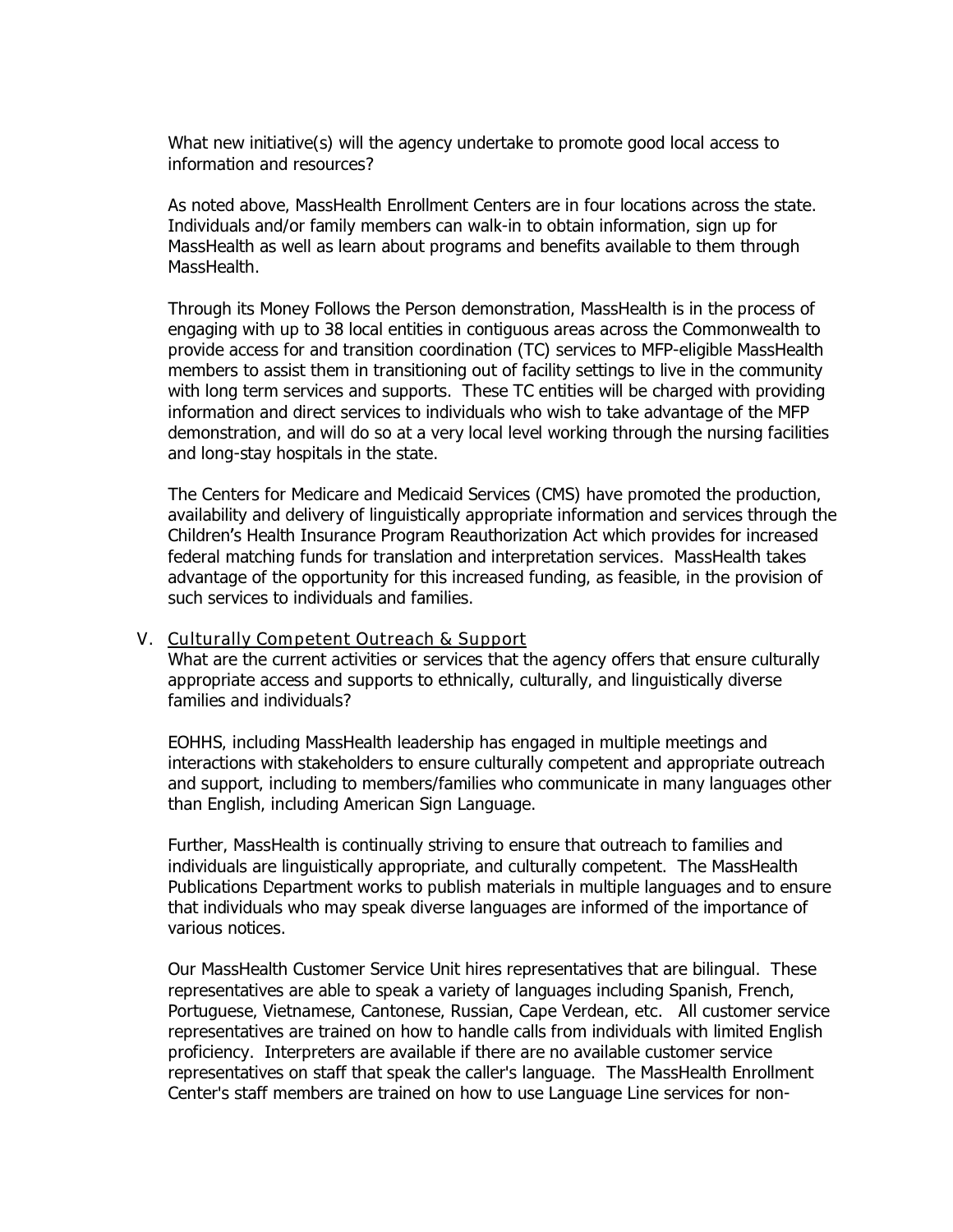What new initiative(s) will the agency undertake to promote good local access to information and resources?

As noted above, MassHealth Enrollment Centers are in four locations across the state. Individuals and/or family members can walk-in to obtain information, sign up for MassHealth as well as learn about programs and benefits available to them through MassHealth.

Through its Money Follows the Person demonstration, MassHealth is in the process of engaging with up to 38 local entities in contiguous areas across the Commonwealth to provide access for and transition coordination (TC) services to MFP-eligible MassHealth members to assist them in transitioning out of facility settings to live in the community with long term services and supports. These TC entities will be charged with providing information and direct services to individuals who wish to take advantage of the MFP demonstration, and will do so at a very local level working through the nursing facilities and long-stay hospitals in the state.

The Centers for Medicare and Medicaid Services (CMS) have promoted the production, availability and delivery of linguistically appropriate information and services through the Children's Health Insurance Program Reauthorization Act which provides for increased federal matching funds for translation and interpretation services. MassHealth takes advantage of the opportunity for this increased funding, as feasible, in the provision of such services to individuals and families.

## V. Culturally Competent Outreach & Support

What are the current activities or services that the agency offers that ensure culturally appropriate access and supports to ethnically, culturally, and linguistically diverse families and individuals?

EOHHS, including MassHealth leadership has engaged in multiple meetings and interactions with stakeholders to ensure culturally competent and appropriate outreach and support, including to members/families who communicate in many languages other than English, including American Sign Language.

Further, MassHealth is continually striving to ensure that outreach to families and individuals are linguistically appropriate, and culturally competent. The MassHealth Publications Department works to publish materials in multiple languages and to ensure that individuals who may speak diverse languages are informed of the importance of various notices.

Our MassHealth Customer Service Unit hires representatives that are bilingual. These representatives are able to speak a variety of languages including Spanish, French, Portuguese, Vietnamese, Cantonese, Russian, Cape Verdean, etc. All customer service representatives are trained on how to handle calls from individuals with limited English proficiency. Interpreters are available if there are no available customer service representatives on staff that speak the caller's language. The MassHealth Enrollment Center's staff members are trained on how to use Language Line services for non-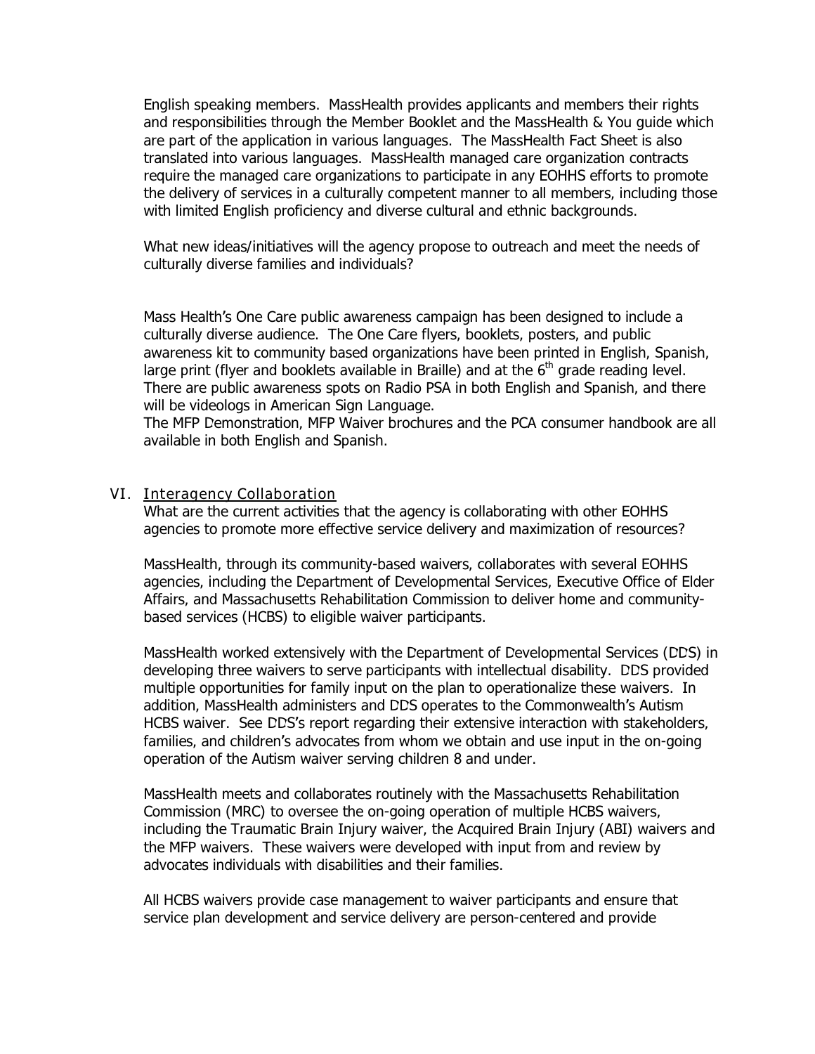English speaking members. MassHealth provides applicants and members their rights and responsibilities through the Member Booklet and the MassHealth & You guide which are part of the application in various languages. The MassHealth Fact Sheet is also translated into various languages. MassHealth managed care organization contracts require the managed care organizations to participate in any EOHHS efforts to promote the delivery of services in a culturally competent manner to all members, including those with limited English proficiency and diverse cultural and ethnic backgrounds.

What new ideas/initiatives will the agency propose to outreach and meet the needs of culturally diverse families and individuals?

Mass Health's One Care public awareness campaign has been designed to include a culturally diverse audience. The One Care flyers, booklets, posters, and public awareness kit to community based organizations have been printed in English, Spanish, large print (flyer and booklets available in Braille) and at the 6th grade reading level. There are public awareness spots on Radio PSA in both English and Spanish, and there will be videologs in American Sign Language.
The MFP Demonstration, MFP Waiver brochures and the PCA consumer handbook are all available in both English and Spanish.

## VI. Interagency Collaboration

What are the current activities that the agency is collaborating with other EOHHS agencies to promote more effective service delivery and maximization of resources?

MassHealth, through its community-based waivers, collaborates with several EOHHS agencies, including the Department of Developmental Services, Executive Office of Elder Affairs, and Massachusetts Rehabilitation Commission to deliver home and community-based services (HCBS) to eligible waiver participants.

MassHealth worked extensively with the Department of Developmental Services (DDS) in developing three waivers to serve participants with intellectual disability. DDS provided multiple opportunities for family input on the plan to operationalize these waivers. In addition, MassHealth administers and DDS operates to the Commonwealth's Autism HCBS waiver. See DDS's report regarding their extensive interaction with stakeholders, families, and children's advocates from whom we obtain and use input in the on-going operation of the Autism waiver serving children 8 and under.

MassHealth meets and collaborates routinely with the Massachusetts Rehabilitation Commission (MRC) to oversee the on-going operation of multiple HCBS waivers, including the Traumatic Brain Injury waiver, the Acquired Brain Injury (ABI) waivers and the MFP waivers. These waivers were developed with input from and review by advocates individuals with disabilities and their families.

All HCBS waivers provide case management to waiver participants and ensure that service plan development and service delivery are person-centered and provide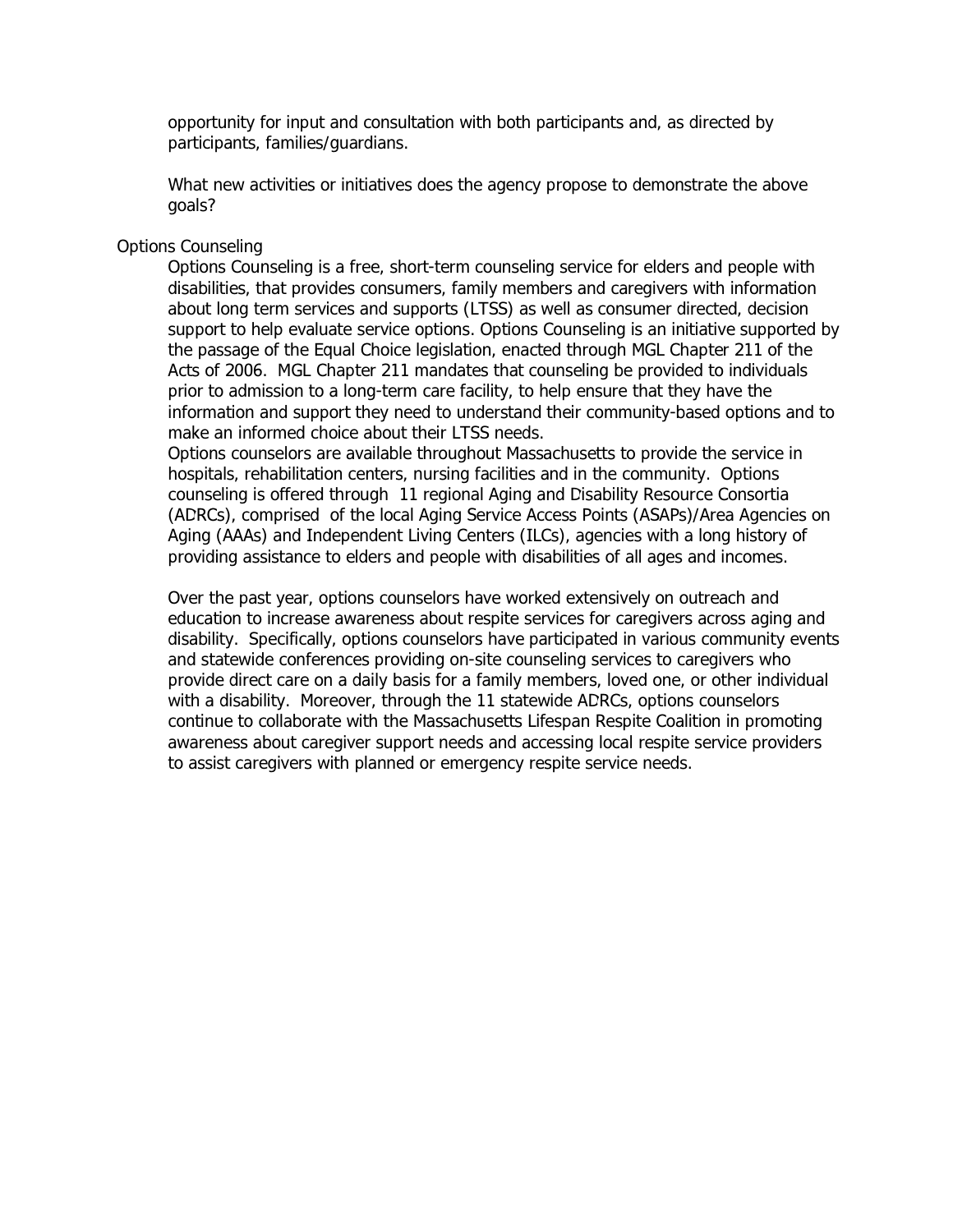opportunity for input and consultation with both participants and, as directed by participants, families/guardians.

What new activities or initiatives does the agency propose to demonstrate the above goals?

Options Counseling

Options Counseling is a free, short-term counseling service for elders and people with disabilities, that provides consumers, family members and caregivers with information about long term services and supports (LTSS) as well as consumer directed, decision support to help evaluate service options. Options Counseling is an initiative supported by the passage of the Equal Choice legislation, enacted through MGL Chapter 211 of the Acts of 2006. MGL Chapter 211 mandates that counseling be provided to individuals prior to admission to a long-term care facility, to help ensure that they have the information and support they need to understand their community-based options and to make an informed choice about their LTSS needs.

Options counselors are available throughout Massachusetts to provide the service in hospitals, rehabilitation centers, nursing facilities and in the community. Options counseling is offered through 11 regional Aging and Disability Resource Consortia (ADRCs), comprised of the local Aging Service Access Points (ASAPs)/Area Agencies on Aging (AAAs) and Independent Living Centers (ILCs), agencies with a long history of providing assistance to elders and people with disabilities of all ages and incomes.

Over the past year, options counselors have worked extensively on outreach and education to increase awareness about respite services for caregivers across aging and disability. Specifically, options counselors have participated in various community events and statewide conferences providing on-site counseling services to caregivers who provide direct care on a daily basis for a family members, loved one, or other individual with a disability. Moreover, through the 11 statewide ADRCs, options counselors continue to collaborate with the Massachusetts Lifespan Respite Coalition in promoting awareness about caregiver support needs and accessing local respite service providers to assist caregivers with planned or emergency respite service needs.